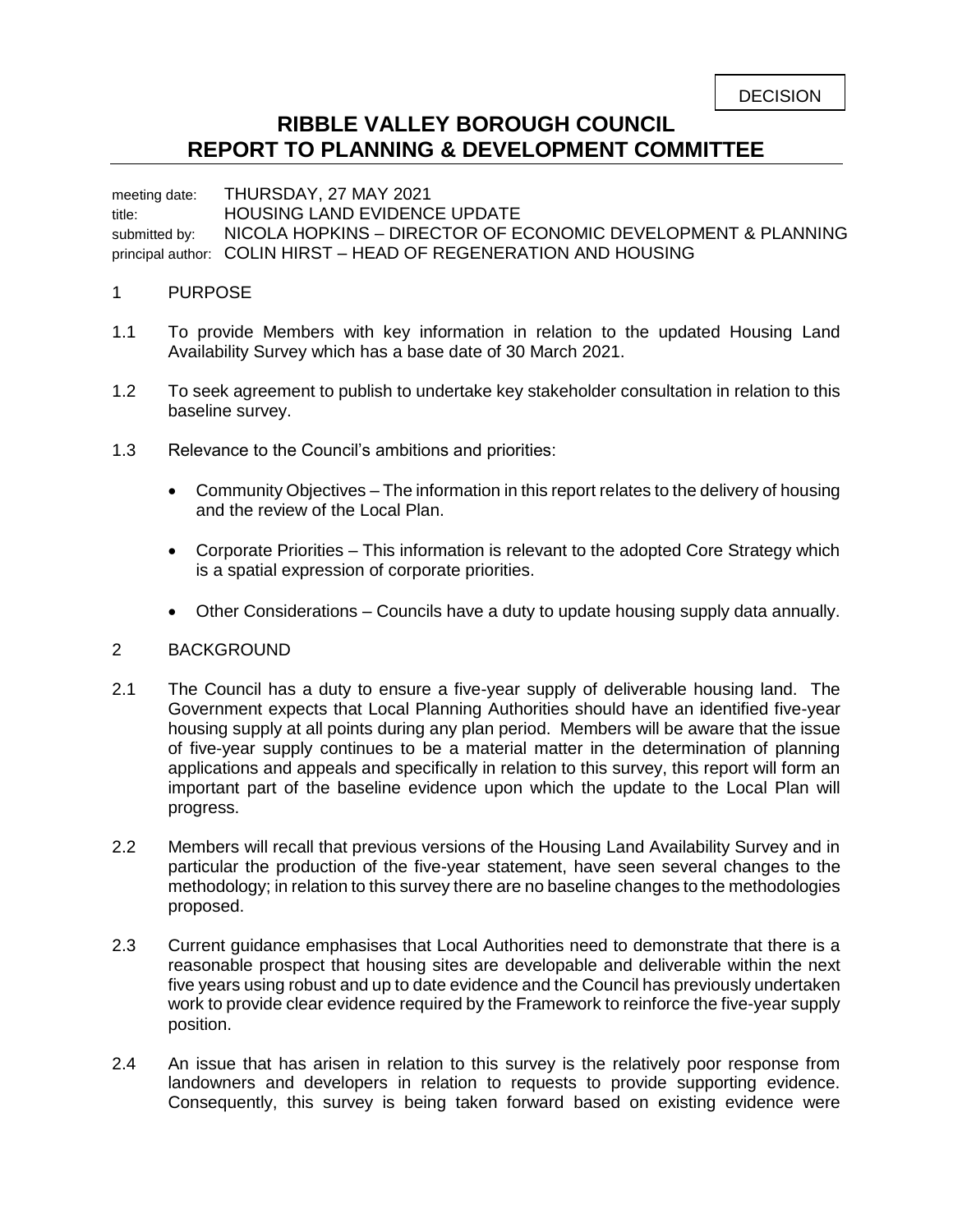DECISION

# RIBBLE VALLEY BOROUGH COUNCIL
# REPORT TO PLANNING & DEVELOPMENT COMMITTEE

meeting date: THURSDAY, 27 MAY 2021
title: HOUSING LAND EVIDENCE UPDATE
submitted by: NICOLA HOPKINS – DIRECTOR OF ECONOMIC DEVELOPMENT & PLANNING
principal author: COLIN HIRST – HEAD OF REGENERATION AND HOUSING

## 1 PURPOSE

1.1 To provide Members with key information in relation to the updated Housing Land Availability Survey which has a base date of 30 March 2021.

1.2 To seek agreement to publish to undertake key stakeholder consultation in relation to this baseline survey.

1.3 Relevance to the Council's ambitions and priorities:

- Community Objectives – The information in this report relates to the delivery of housing and the review of the Local Plan.
- Corporate Priorities – This information is relevant to the adopted Core Strategy which is a spatial expression of corporate priorities.
- Other Considerations – Councils have a duty to update housing supply data annually.

## 2 BACKGROUND

2.1 The Council has a duty to ensure a five-year supply of deliverable housing land. The Government expects that Local Planning Authorities should have an identified five-year housing supply at all points during any plan period. Members will be aware that the issue of five-year supply continues to be a material matter in the determination of planning applications and appeals and specifically in relation to this survey, this report will form an important part of the baseline evidence upon which the update to the Local Plan will progress.

2.2 Members will recall that previous versions of the Housing Land Availability Survey and in particular the production of the five-year statement, have seen several changes to the methodology; in relation to this survey there are no baseline changes to the methodologies proposed.

2.3 Current guidance emphasises that Local Authorities need to demonstrate that there is a reasonable prospect that housing sites are developable and deliverable within the next five years using robust and up to date evidence and the Council has previously undertaken work to provide clear evidence required by the Framework to reinforce the five-year supply position.

2.4 An issue that has arisen in relation to this survey is the relatively poor response from landowners and developers in relation to requests to provide supporting evidence. Consequently, this survey is being taken forward based on existing evidence were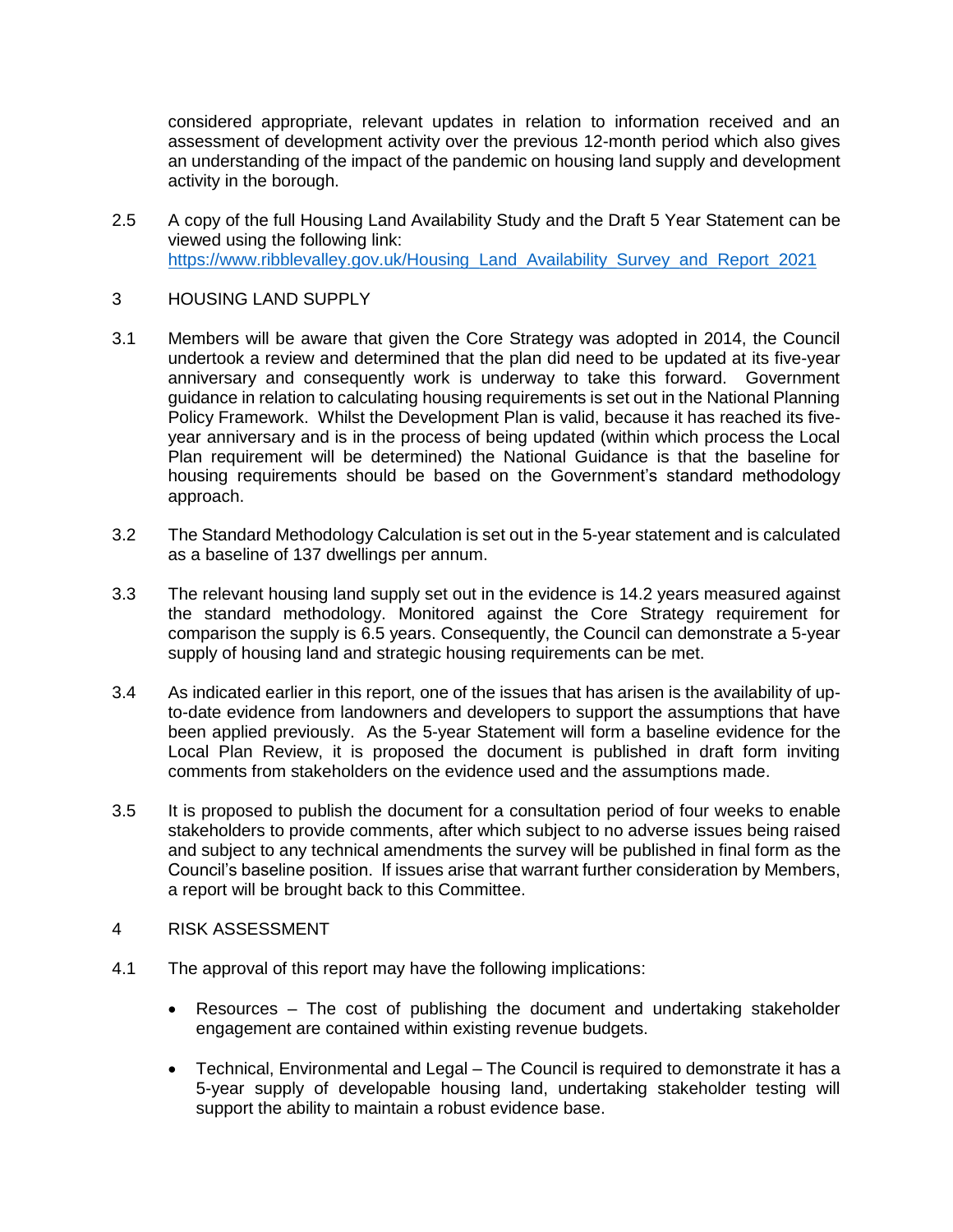considered appropriate, relevant updates in relation to information received and an assessment of development activity over the previous 12-month period which also gives an understanding of the impact of the pandemic on housing land supply and development activity in the borough.

2.5 A copy of the full Housing Land Availability Study and the Draft 5 Year Statement can be viewed using the following link: [https://www.ribblevalley.gov.uk/Housing_Land_Availability_Survey_and_Report_2021](https://www.ribblevalley.gov.uk/Housing_Land_Availability_Survey_and_Report_2021)

## 3 HOUSING LAND SUPPLY

3.1 Members will be aware that given the Core Strategy was adopted in 2014, the Council undertook a review and determined that the plan did need to be updated at its five-year anniversary and consequently work is underway to take this forward. Government guidance in relation to calculating housing requirements is set out in the National Planning Policy Framework. Whilst the Development Plan is valid, because it has reached its five-year anniversary and is in the process of being updated (within which process the Local Plan requirement will be determined) the National Guidance is that the baseline for housing requirements should be based on the Government's standard methodology approach.

3.2 The Standard Methodology Calculation is set out in the 5-year statement and is calculated as a baseline of 137 dwellings per annum.

3.3 The relevant housing land supply set out in the evidence is 14.2 years measured against the standard methodology. Monitored against the Core Strategy requirement for comparison the supply is 6.5 years. Consequently, the Council can demonstrate a 5-year supply of housing land and strategic housing requirements can be met.

3.4 As indicated earlier in this report, one of the issues that has arisen is the availability of up-to-date evidence from landowners and developers to support the assumptions that have been applied previously. As the 5-year Statement will form a baseline evidence for the Local Plan Review, it is proposed the document is published in draft form inviting comments from stakeholders on the evidence used and the assumptions made.

3.5 It is proposed to publish the document for a consultation period of four weeks to enable stakeholders to provide comments, after which subject to no adverse issues being raised and subject to any technical amendments the survey will be published in final form as the Council's baseline position. If issues arise that warrant further consideration by Members, a report will be brought back to this Committee.

## 4 RISK ASSESSMENT

4.1 The approval of this report may have the following implications:

- Resources – The cost of publishing the document and undertaking stakeholder engagement are contained within existing revenue budgets.

- Technical, Environmental and Legal – The Council is required to demonstrate it has a 5-year supply of developable housing land, undertaking stakeholder testing will support the ability to maintain a robust evidence base.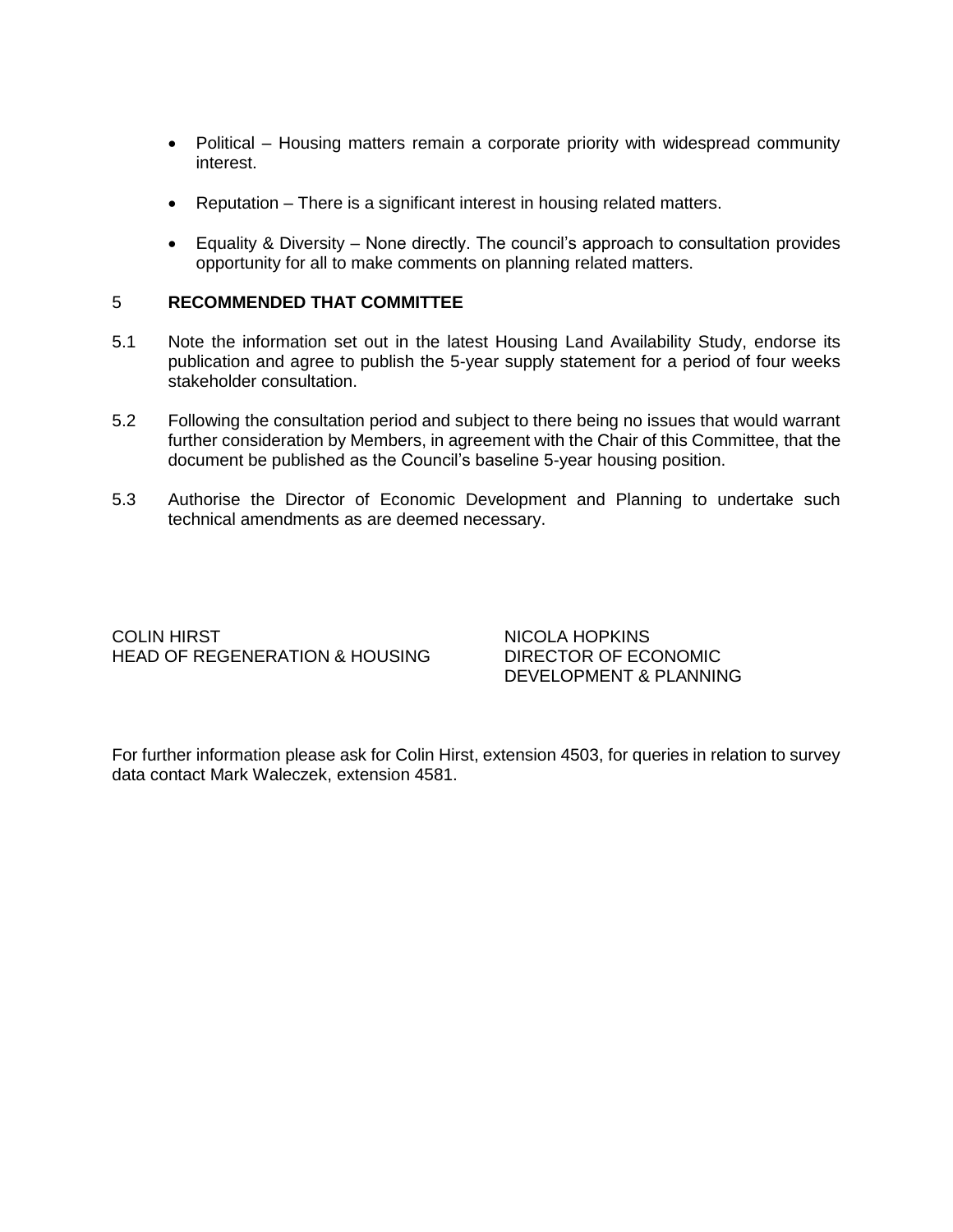- Political – Housing matters remain a corporate priority with widespread community interest.

- Reputation – There is a significant interest in housing related matters.

- Equality & Diversity – None directly. The council's approach to consultation provides opportunity for all to make comments on planning related matters.

## 5 RECOMMENDED THAT COMMITTEE

5.1 Note the information set out in the latest Housing Land Availability Study, endorse its publication and agree to publish the 5-year supply statement for a period of four weeks stakeholder consultation.

5.2 Following the consultation period and subject to there being no issues that would warrant further consideration by Members, in agreement with the Chair of this Committee, that the document be published as the Council's baseline 5-year housing position.

5.3 Authorise the Director of Economic Development and Planning to undertake such technical amendments as are deemed necessary.

COLIN HIRST
HEAD OF REGENERATION & HOUSING

NICOLA HOPKINS
DIRECTOR OF ECONOMIC DEVELOPMENT & PLANNING

For further information please ask for Colin Hirst, extension 4503, for queries in relation to survey data contact Mark Waleczek, extension 4581.